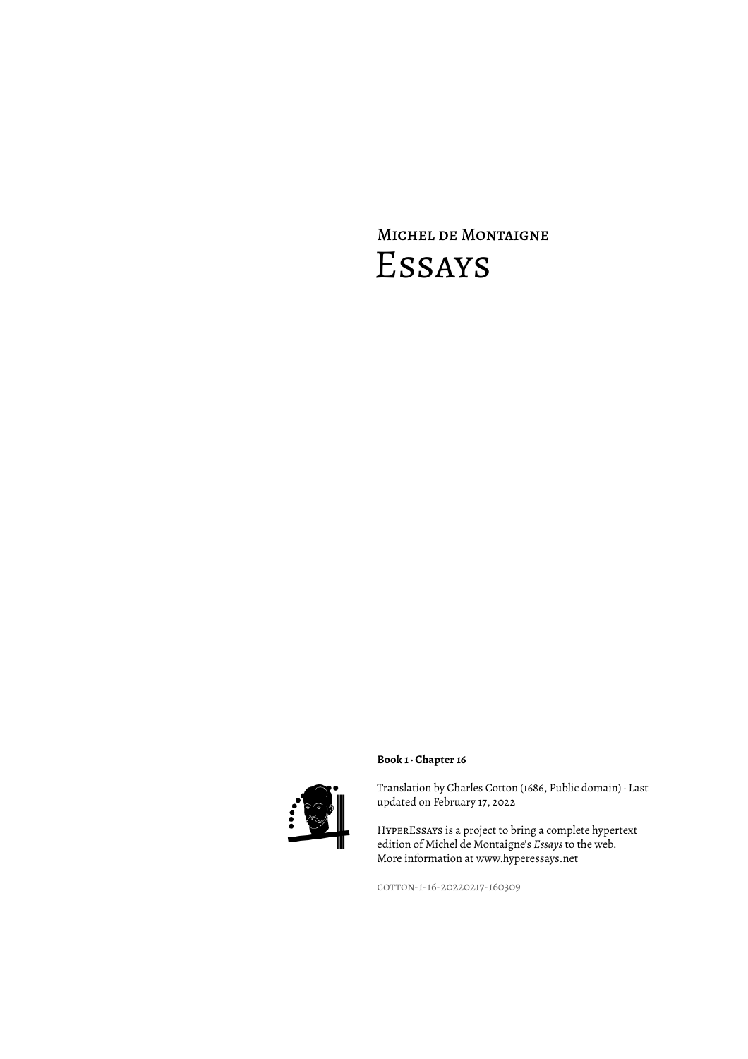# Michel de Montaigne
# Essays

**Book 1 · Chapter 16**

Translation by Charles Cotton (1686, Public domain) · Last updated on February 17, 2022

HyperEssays is a project to bring a complete hypertext edition of Michel de Montaigne's *Essays* to the web. More information at www.hyperessays.net

cotton-1-16-20220217-160309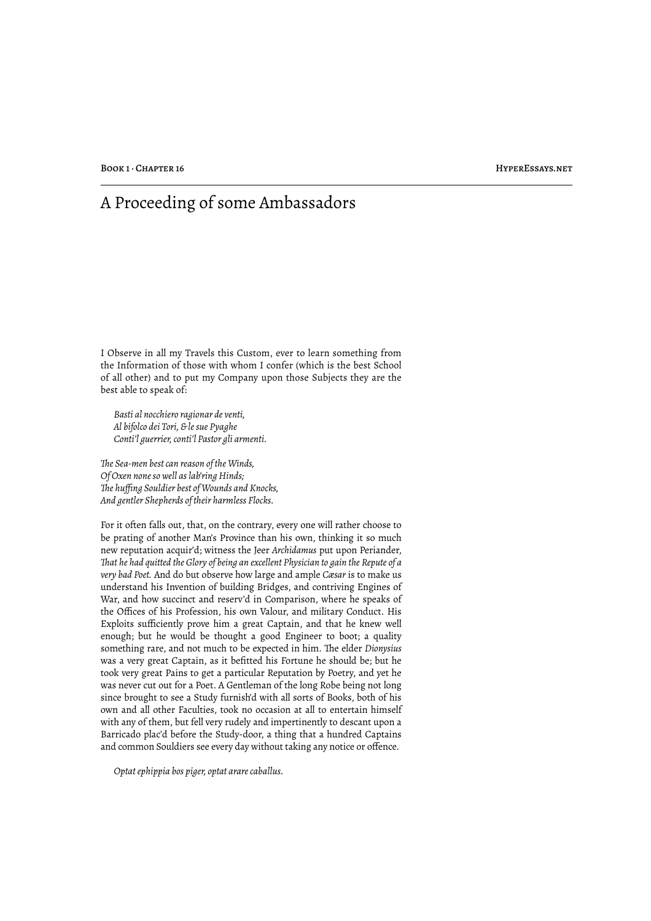# A Proceeding of some Ambassadors

I Observe in all my Travels this Custom, ever to learn something from the Information of those with whom I confer (which is the best School of all other) and to put my Company upon those Subjects they are the best able to speak of:

> *Basti al nocchiero ragionar de venti,*
> *Al bifolco dei Tori, & le sue Pyaghe*
> *Conti'l guerrier, conti'l Pastor gli armenti.*

*The Sea-men best can reason of the Winds,*
*Of Oxen none so well as lab'ring Hinds;*
*The huffing Souldier best of Wounds and Knocks,*
*And gentler Shepherds of their harmless Flocks.*

For it often falls out, that, on the contrary, every one will rather choose to be prating of another Man's Province than his own, thinking it so much new reputation acquir'd; witness the Jeer *Archidamus* put upon Periander, *That he had quitted the Glory of being an excellent Physician to gain the Repute of a very bad Poet.* And do but observe how large and ample *Cæsar* is to make us understand his Invention of building Bridges, and contriving Engines of War, and how succinct and reserv'd in Comparison, where he speaks of the Offices of his Profession, his own Valour, and military Conduct. His Exploits sufficiently prove him a great Captain, and that he knew well enough; but he would be thought a good Engineer to boot; a quality something rare, and not much to be expected in him. The elder *Dionysius* was a very great Captain, as it befitted his Fortune he should be; but he took very great Pains to get a particular Reputation by Poetry, and yet he was never cut out for a Poet. A Gentleman of the long Robe being not long since brought to see a Study furnish'd with all sorts of Books, both of his own and all other Faculties, took no occasion at all to entertain himself with any of them, but fell very rudely and impertinently to descant upon a Barricado plac'd before the Study-door, a thing that a hundred Captains and common Souldiers see every day without taking any notice or offence.

> *Optat ephippia bos piger, optat arare caballus.*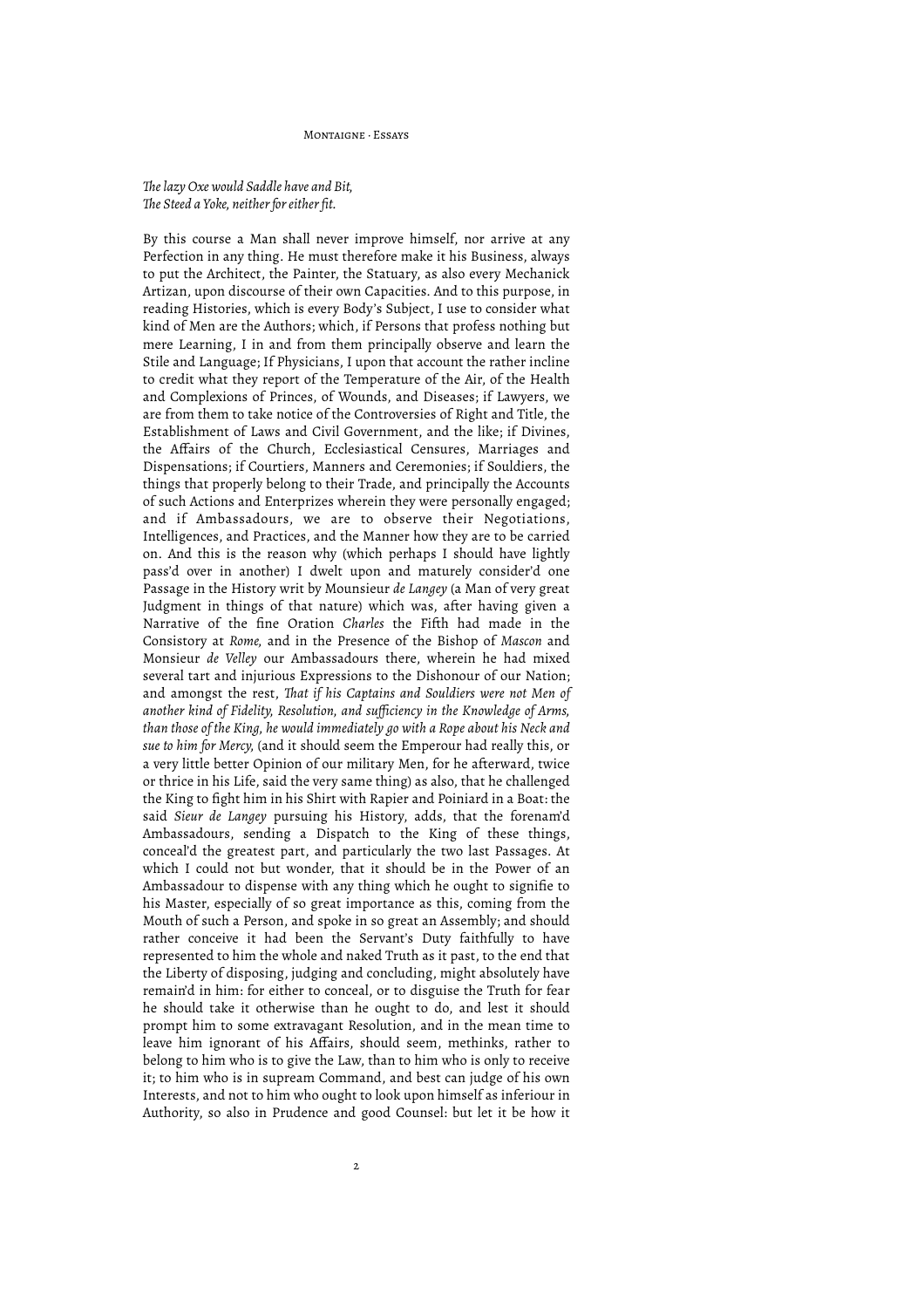*The lazy Oxe would Saddle have and Bit,*
*The Steed a Yoke, neither for either fit.*

By this course a Man shall never improve himself, nor arrive at any Perfection in any thing. He must therefore make it his Business, always to put the Architect, the Painter, the Statuary, as also every Mechanick Artizan, upon discourse of their own Capacities. And to this purpose, in reading Histories, which is every Body's Subject, I use to consider what kind of Men are the Authors; which, if Persons that profess nothing but mere Learning, I in and from them principally observe and learn the Stile and Language; If Physicians, I upon that account the rather incline to credit what they report of the Temperature of the Air, of the Health and Complexions of Princes, of Wounds, and Diseases; if Lawyers, we are from them to take notice of the Controversies of Right and Title, the Establishment of Laws and Civil Government, and the like; if Divines, the Affairs of the Church, Ecclesiastical Censures, Marriages and Dispensations; if Courtiers, Manners and Ceremonies; if Souldiers, the things that properly belong to their Trade, and principally the Accounts of such Actions and Enterprizes wherein they were personally engaged; and if Ambassadours, we are to observe their Negotiations, Intelligences, and Practices, and the Manner how they are to be carried on. And this is the reason why (which perhaps I should have lightly pass'd over in another) I dwelt upon and maturely consider'd one Passage in the History writ by Mounsieur *de Langey* (a Man of very great Judgment in things of that nature) which was, after having given a Narrative of the fine Oration *Charles* the Fifth had made in the Consistory at *Rome*, and in the Presence of the Bishop of *Mascon* and Monsieur *de Velley* our Ambassadours there, wherein he had mixed several tart and injurious Expressions to the Dishonour of our Nation; and amongst the rest, *That if his Captains and Souldiers were not Men of another kind of Fidelity, Resolution, and sufficiency in the Knowledge of Arms, than those of the King, he would immediately go with a Rope about his Neck and sue to him for Mercy*, (and it should seem the Emperour had really this, or a very little better Opinion of our military Men, for he afterward, twice or thrice in his Life, said the very same thing) as also, that he challenged the King to fight him in his Shirt with Rapier and Poiniard in a Boat: the said *Sieur de Langey* pursuing his History, adds, that the forenam'd Ambassadours, sending a Dispatch to the King of these things, conceal'd the greatest part, and particularly the two last Passages. At which I could not but wonder, that it should be in the Power of an Ambassadour to dispense with any thing which he ought to signifie to his Master, especially of so great importance as this, coming from the Mouth of such a Person, and spoke in so great an Assembly; and should rather conceive it had been the Servant's Duty faithfully to have represented to him the whole and naked Truth as it past, to the end that the Liberty of disposing, judging and concluding, might absolutely have remain'd in him: for either to conceal, or to disguise the Truth for fear he should take it otherwise than he ought to do, and lest it should prompt him to some extravagant Resolution, and in the mean time to leave him ignorant of his Affairs, should seem, methinks, rather to belong to him who is to give the Law, than to him who is only to receive it; to him who is in supream Command, and best can judge of his own Interests, and not to him who ought to look upon himself as inferiour in Authority, so also in Prudence and good Counsel: but let it be how it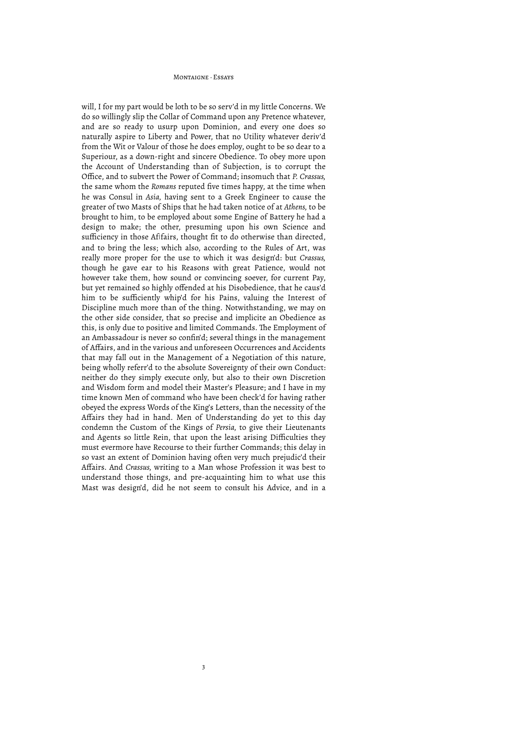will, I for my part would be loth to be so serv'd in my little Concerns. We do so willingly slip the Collar of Command upon any Pretence whatever, and are so ready to usurp upon Dominion, and every one does so naturally aspire to Liberty and Power, that no Utility whatever deriv'd from the Wit or Valour of those he does employ, ought to be so dear to a Superiour, as a down-right and sincere Obedience. To obey more upon the Account of Understanding than of Subjection, is to corrupt the Office, and to subvert the Power of Command; insomuch that *P. Crassus,* the same whom the *Romans* reputed five times happy, at the time when he was Consul in *Asia,* having sent to a Greek Engineer to cause the greater of two Masts of Ships that he had taken notice of at *Athens,* to be brought to him, to be employed about some Engine of Battery he had a design to make; the other, presuming upon his own Science and sufficiency in those Af|fairs, thought fit to do otherwise than directed, and to bring the less; which also, according to the Rules of Art, was really more proper for the use to which it was design'd: but *Crassus,* though he gave ear to his Reasons with great Patience, would not however take them, how sound or convincing soever, for current Pay, but yet remained so highly offended at his Disobedience, that he caus'd him to be sufficiently whip'd for his Pains, valuing the Interest of Discipline much more than of the thing. Notwithstanding, we may on the other side consider, that so precise and implicite an Obedience as this, is only due to positive and limited Commands. The Employment of an Ambassadour is never so confin'd; several things in the management of Affairs, and in the various and unforeseen Occurrences and Accidents that may fall out in the Management of a Negotiation of this nature, being wholly referr'd to the absolute Sovereignty of their own Conduct: neither do they simply execute only, but also to their own Discretion and Wisdom form and model their Master's Pleasure; and I have in my time known Men of command who have been check'd for having rather obeyed the express Words of the King's Letters, than the necessity of the Affairs they had in hand. Men of Understanding do yet to this day condemn the Custom of the Kings of *Persia,* to give their Lieutenants and Agents so little Rein, that upon the least arising Difficulties they must evermore have Recourse to their further Commands; this delay in so vast an extent of Dominion having often very much prejudic'd their Affairs. And *Crassus,* writing to a Man whose Profession it was best to understand those things, and pre-acquainting him to what use this Mast was design'd, did he not seem to consult his Advice, and in a